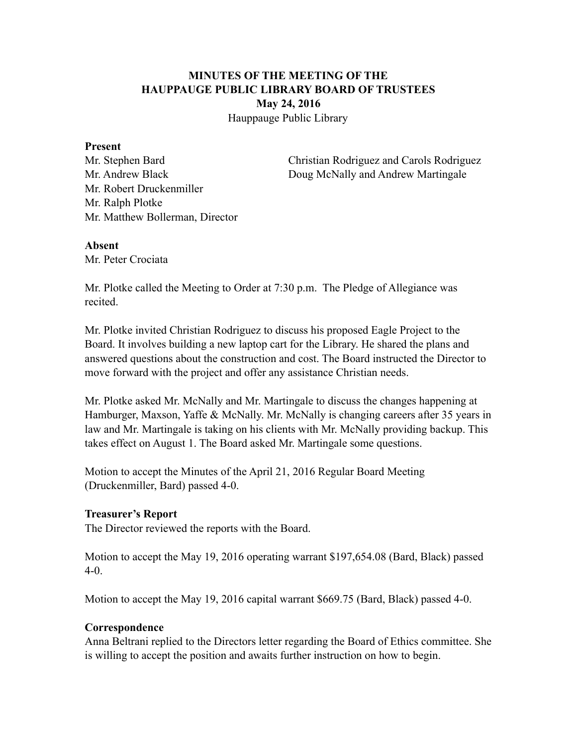**MINUTES OF THE MEETING OF THE**
**HAUPPAUGE PUBLIC LIBRARY BOARD OF TRUSTEES**
**May 24, 2016**
Hauppauge Public Library

**Present**

Mr. Stephen Bard
Mr. Andrew Black
Mr. Robert Druckenmiller
Mr. Ralph Plotke
Mr. Matthew Bollerman, Director

Christian Rodriguez and Carols Rodriguez
Doug McNally and Andrew Martingale

**Absent**

Mr. Peter Crociata

Mr. Plotke called the Meeting to Order at 7:30 p.m. The Pledge of Allegiance was recited.

Mr. Plotke invited Christian Rodriguez to discuss his proposed Eagle Project to the Board. It involves building a new laptop cart for the Library. He shared the plans and answered questions about the construction and cost. The Board instructed the Director to move forward with the project and offer any assistance Christian needs.

Mr. Plotke asked Mr. McNally and Mr. Martingale to discuss the changes happening at Hamburger, Maxson, Yaffe & McNally. Mr. McNally is changing careers after 35 years in law and Mr. Martingale is taking on his clients with Mr. McNally providing backup. This takes effect on August 1. The Board asked Mr. Martingale some questions.

Motion to accept the Minutes of the April 21, 2016 Regular Board Meeting (Druckenmiller, Bard) passed 4-0.

**Treasurer's Report**

The Director reviewed the reports with the Board.

Motion to accept the May 19, 2016 operating warrant $197,654.08 (Bard, Black) passed 4-0.

Motion to accept the May 19, 2016 capital warrant $669.75 (Bard, Black) passed 4-0.

**Correspondence**

Anna Beltrani replied to the Directors letter regarding the Board of Ethics committee. She is willing to accept the position and awaits further instruction on how to begin.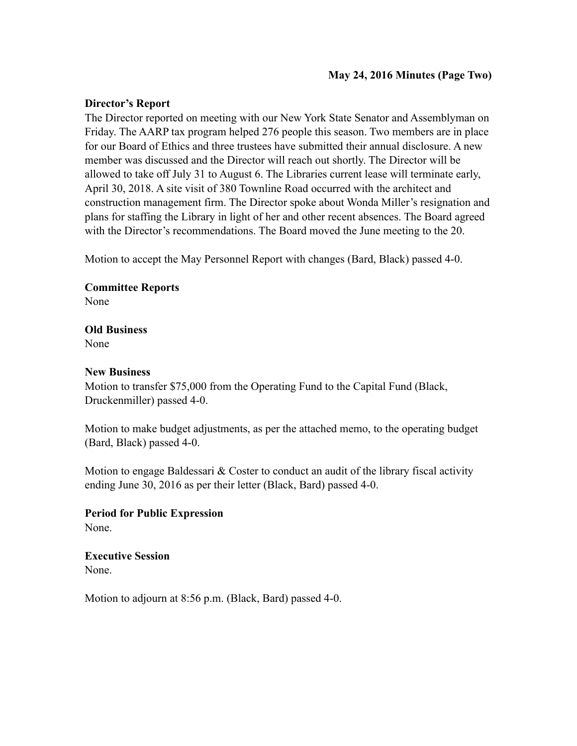**Director's Report**

The Director reported on meeting with our New York State Senator and Assemblyman on Friday. The AARP tax program helped 276 people this season. Two members are in place for our Board of Ethics and three trustees have submitted their annual disclosure. A new member was discussed and the Director will reach out shortly. The Director will be allowed to take off July 31 to August 6. The Libraries current lease will terminate early, April 30, 2018. A site visit of 380 Townline Road occurred with the architect and construction management firm. The Director spoke about Wonda Miller's resignation and plans for staffing the Library in light of her and other recent absences. The Board agreed with the Director's recommendations. The Board moved the June meeting to the 20.

Motion to accept the May Personnel Report with changes (Bard, Black) passed 4-0.

**Committee Reports**

None

**Old Business**

None

**New Business**

Motion to transfer $75,000 from the Operating Fund to the Capital Fund (Black, Druckenmiller) passed 4-0.

Motion to make budget adjustments, as per the attached memo, to the operating budget (Bard, Black) passed 4-0.

Motion to engage Baldessari & Coster to conduct an audit of the library fiscal activity ending June 30, 2016 as per their letter (Black, Bard) passed 4-0.

**Period for Public Expression**

None.

**Executive Session**

None.

Motion to adjourn at 8:56 p.m. (Black, Bard) passed 4-0.